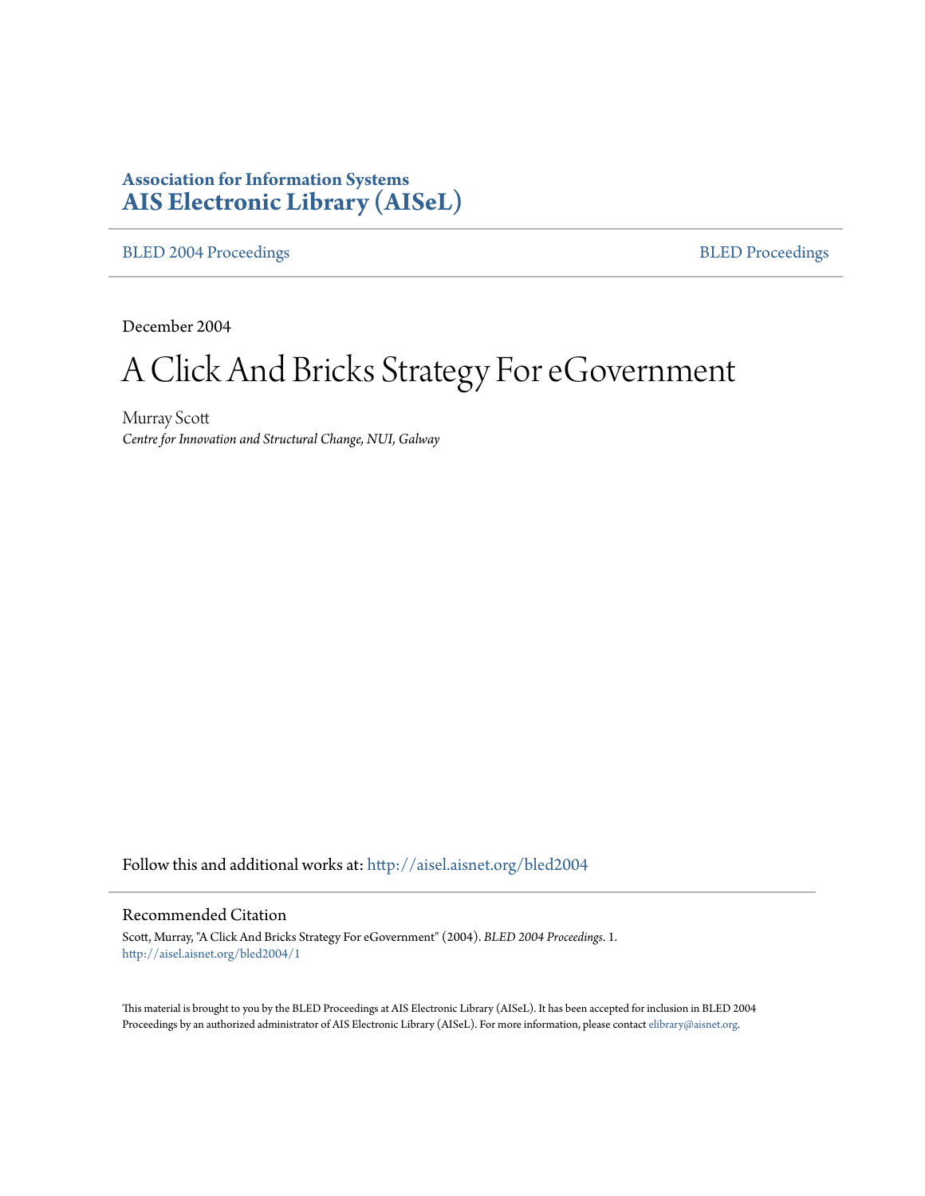**Association for Information Systems**
**AIS Electronic Library (AISeL)**

BLED 2004 Proceedings | BLED Proceedings

December 2004

# A Click And Bricks Strategy For eGovernment

Murray Scott
*Centre for Innovation and Structural Change, NUI, Galway*

Follow this and additional works at: http://aisel.aisnet.org/bled2004

## Recommended Citation

Scott, Murray, "A Click And Bricks Strategy For eGovernment" (2004). *BLED 2004 Proceedings*. 1.
http://aisel.aisnet.org/bled2004/1

This material is brought to you by the BLED Proceedings at AIS Electronic Library (AISeL). It has been accepted for inclusion in BLED 2004 Proceedings by an authorized administrator of AIS Electronic Library (AISeL). For more information, please contact elibrary@aisnet.org.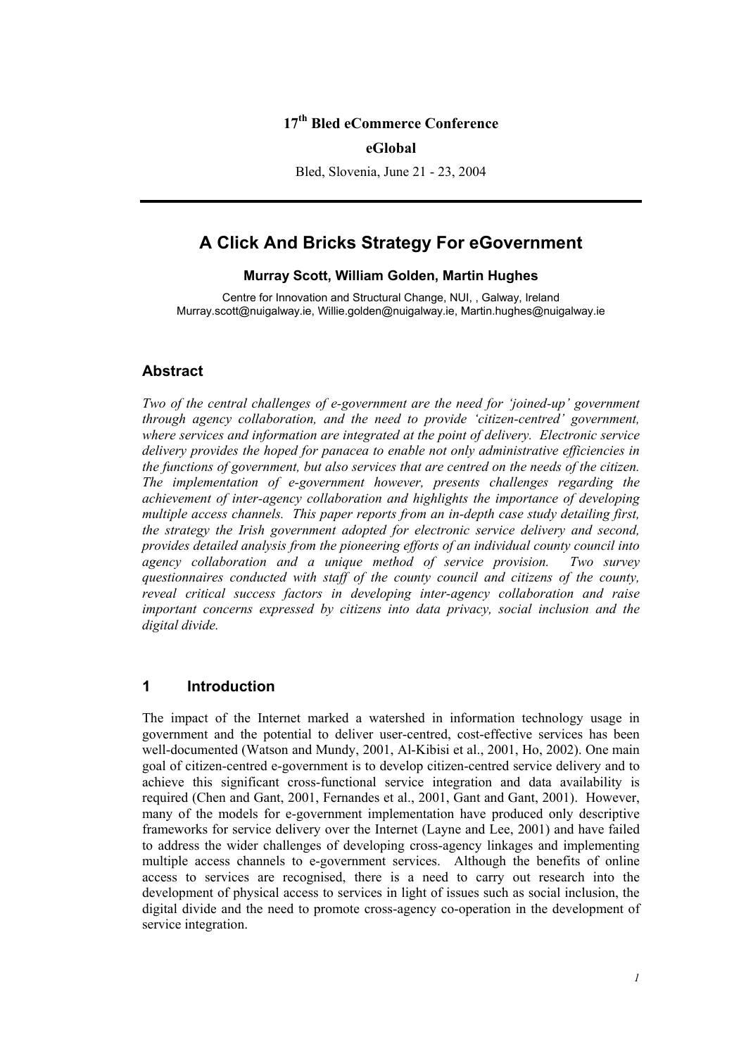17th Bled eCommerce Conference

**eGlobal**

Bled, Slovenia, June 21 - 23, 2004

# A Click And Bricks Strategy For eGovernment

**Murray Scott, William Golden, Martin Hughes**

Centre for Innovation and Structural Change, NUI, , Galway, Ireland
Murray.scott@nuigalway.ie, Willie.golden@nuigalway.ie, Martin.hughes@nuigalway.ie

## Abstract

*Two of the central challenges of e-government are the need for 'joined-up' government through agency collaboration, and the need to provide 'citizen-centred' government, where services and information are integrated at the point of delivery. Electronic service delivery provides the hoped for panacea to enable not only administrative efficiencies in the functions of government, but also services that are centred on the needs of the citizen. The implementation of e-government however, presents challenges regarding the achievement of inter-agency collaboration and highlights the importance of developing multiple access channels. This paper reports from an in-depth case study detailing first, the strategy the Irish government adopted for electronic service delivery and second, provides detailed analysis from the pioneering efforts of an individual county council into agency collaboration and a unique method of service provision. Two survey questionnaires conducted with staff of the county council and citizens of the county, reveal critical success factors in developing inter-agency collaboration and raise important concerns expressed by citizens into data privacy, social inclusion and the digital divide.*

## 1 Introduction

The impact of the Internet marked a watershed in information technology usage in government and the potential to deliver user-centred, cost-effective services has been well-documented (Watson and Mundy, 2001, Al-Kibisi et al., 2001, Ho, 2002). One main goal of citizen-centred e-government is to develop citizen-centred service delivery and to achieve this significant cross-functional service integration and data availability is required (Chen and Gant, 2001, Fernandes et al., 2001, Gant and Gant, 2001). However, many of the models for e-government implementation have produced only descriptive frameworks for service delivery over the Internet (Layne and Lee, 2001) and have failed to address the wider challenges of developing cross-agency linkages and implementing multiple access channels to e-government services. Although the benefits of online access to services are recognised, there is a need to carry out research into the development of physical access to services in light of issues such as social inclusion, the digital divide and the need to promote cross-agency co-operation in the development of service integration.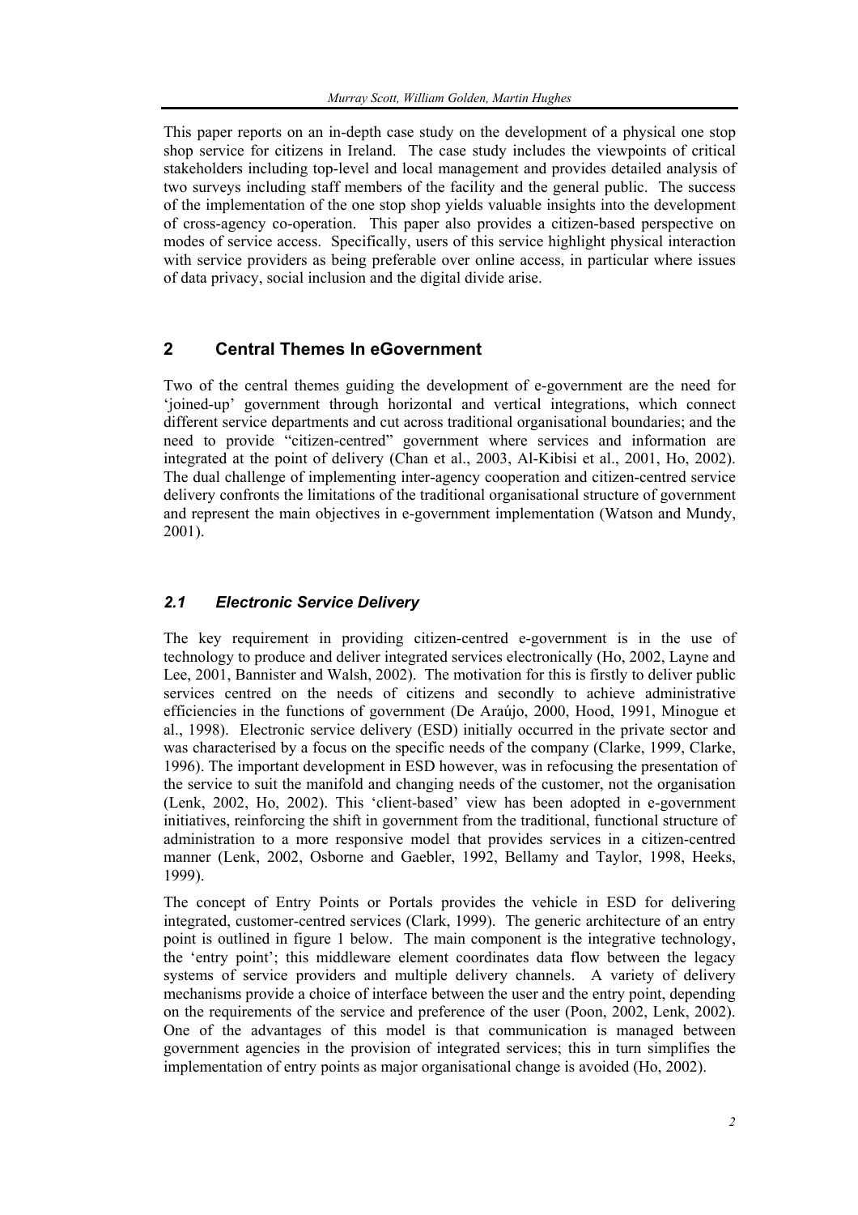This paper reports on an in-depth case study on the development of a physical one stop shop service for citizens in Ireland. The case study includes the viewpoints of critical stakeholders including top-level and local management and provides detailed analysis of two surveys including staff members of the facility and the general public. The success of the implementation of the one stop shop yields valuable insights into the development of cross-agency co-operation. This paper also provides a citizen-based perspective on modes of service access. Specifically, users of this service highlight physical interaction with service providers as being preferable over online access, in particular where issues of data privacy, social inclusion and the digital divide arise.

## 2 Central Themes In eGovernment

Two of the central themes guiding the development of e-government are the need for 'joined-up' government through horizontal and vertical integrations, which connect different service departments and cut across traditional organisational boundaries; and the need to provide "citizen-centred" government where services and information are integrated at the point of delivery (Chan et al., 2003, Al-Kibisi et al., 2001, Ho, 2002). The dual challenge of implementing inter-agency cooperation and citizen-centred service delivery confronts the limitations of the traditional organisational structure of government and represent the main objectives in e-government implementation (Watson and Mundy, 2001).

### *2.1 Electronic Service Delivery*

The key requirement in providing citizen-centred e-government is in the use of technology to produce and deliver integrated services electronically (Ho, 2002, Layne and Lee, 2001, Bannister and Walsh, 2002). The motivation for this is firstly to deliver public services centred on the needs of citizens and secondly to achieve administrative efficiencies in the functions of government (De Araújo, 2000, Hood, 1991, Minogue et al., 1998). Electronic service delivery (ESD) initially occurred in the private sector and was characterised by a focus on the specific needs of the company (Clarke, 1999, Clarke, 1996). The important development in ESD however, was in refocusing the presentation of the service to suit the manifold and changing needs of the customer, not the organisation (Lenk, 2002, Ho, 2002). This 'client-based' view has been adopted in e-government initiatives, reinforcing the shift in government from the traditional, functional structure of administration to a more responsive model that provides services in a citizen-centred manner (Lenk, 2002, Osborne and Gaebler, 1992, Bellamy and Taylor, 1998, Heeks, 1999).

The concept of Entry Points or Portals provides the vehicle in ESD for delivering integrated, customer-centred services (Clark, 1999). The generic architecture of an entry point is outlined in figure 1 below. The main component is the integrative technology, the 'entry point'; this middleware element coordinates data flow between the legacy systems of service providers and multiple delivery channels. A variety of delivery mechanisms provide a choice of interface between the user and the entry point, depending on the requirements of the service and preference of the user (Poon, 2002, Lenk, 2002). One of the advantages of this model is that communication is managed between government agencies in the provision of integrated services; this in turn simplifies the implementation of entry points as major organisational change is avoided (Ho, 2002).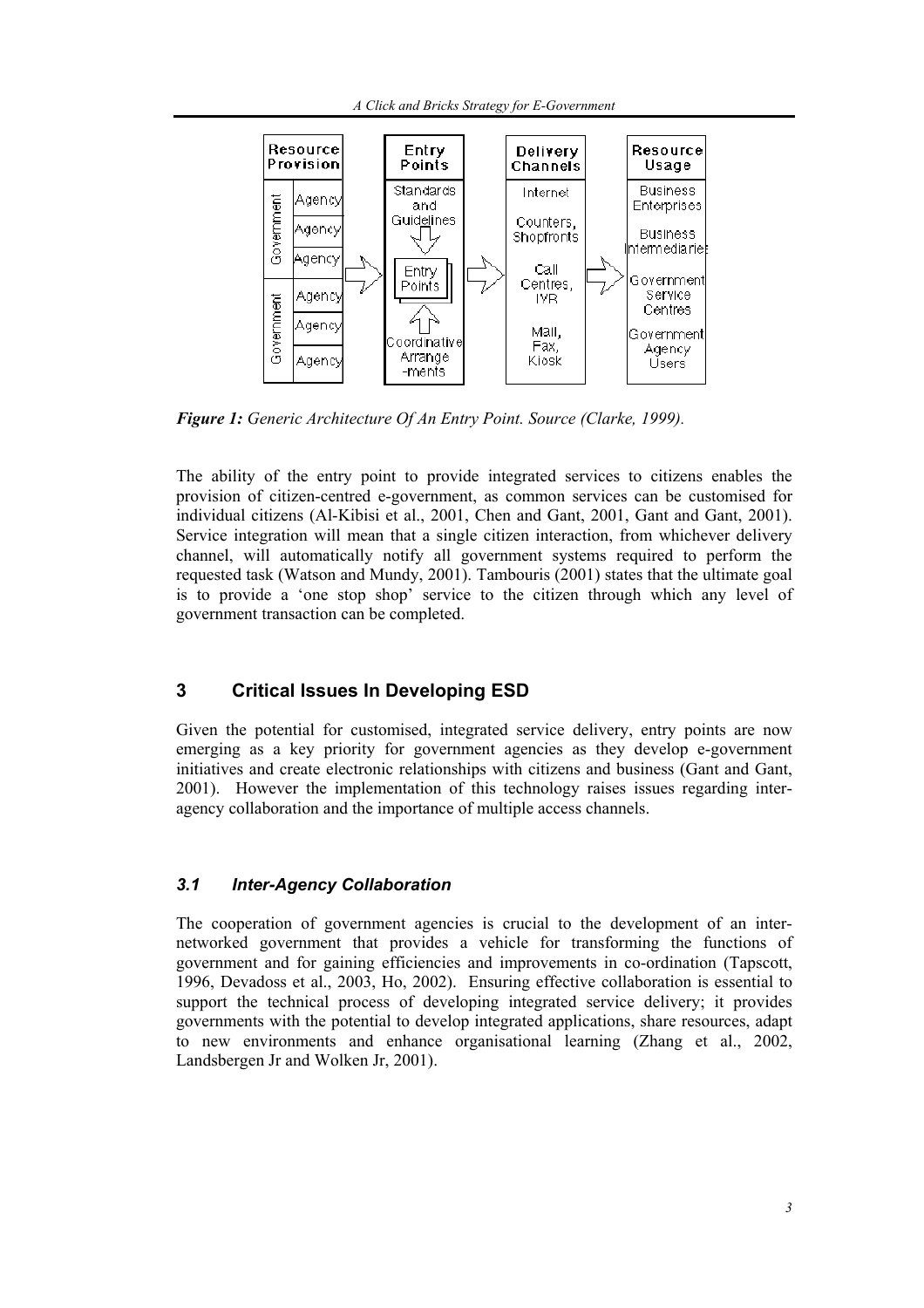Resource Provision

Government: Agency, Agency, Agency

Government: Agency, Agency, Agency

Entry Points

Standards and Guidelines

Entry Points

Coordinative Arrange -ments

Delivery Channels

Internet

Counters, Shopfronts

Call Centres, IVR

Mail, Fax, Kiosk

Resource Usage

Business Enterprises

Business Intermediaries

Government Service Centres

Government Agency Users

***Figure 1:*** *Generic Architecture Of An Entry Point. Source (Clarke, 1999).*

The ability of the entry point to provide integrated services to citizens enables the provision of citizen-centred e-government, as common services can be customised for individual citizens (Al-Kibisi et al., 2001, Chen and Gant, 2001, Gant and Gant, 2001). Service integration will mean that a single citizen interaction, from whichever delivery channel, will automatically notify all government systems required to perform the requested task (Watson and Mundy, 2001). Tambouris (2001) states that the ultimate goal is to provide a 'one stop shop' service to the citizen through which any level of government transaction can be completed.

## 3 Critical Issues In Developing ESD

Given the potential for customised, integrated service delivery, entry points are now emerging as a key priority for government agencies as they develop e-government initiatives and create electronic relationships with citizens and business (Gant and Gant, 2001). However the implementation of this technology raises issues regarding inter-agency collaboration and the importance of multiple access channels.

### *3.1 Inter-Agency Collaboration*

The cooperation of government agencies is crucial to the development of an inter-networked government that provides a vehicle for transforming the functions of government and for gaining efficiencies and improvements in co-ordination (Tapscott, 1996, Devadoss et al., 2003, Ho, 2002). Ensuring effective collaboration is essential to support the technical process of developing integrated service delivery; it provides governments with the potential to develop integrated applications, share resources, adapt to new environments and enhance organisational learning (Zhang et al., 2002, Landsbergen Jr and Wolken Jr, 2001).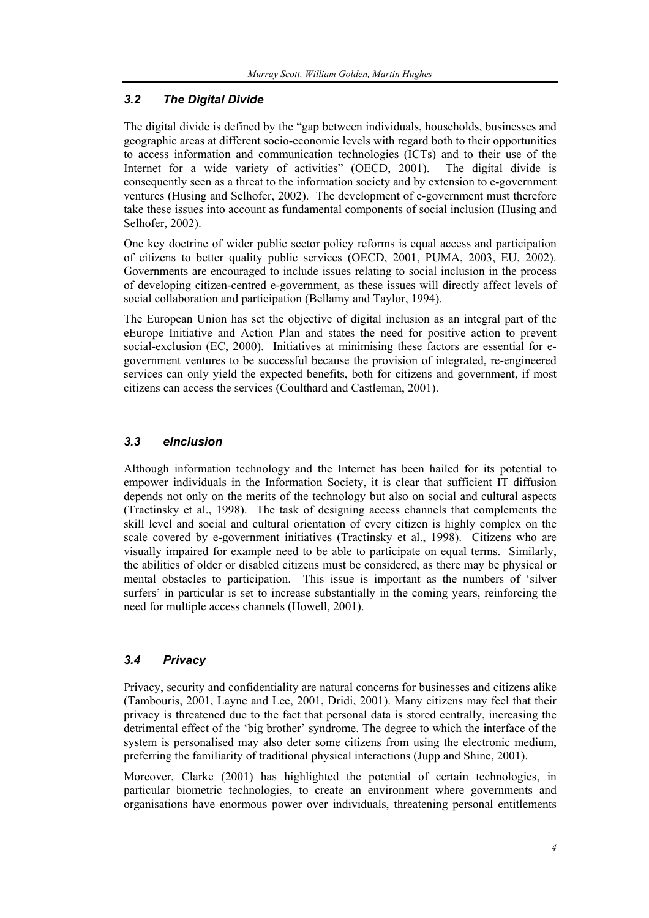### *3.2 The Digital Divide*

The digital divide is defined by the "gap between individuals, households, businesses and geographic areas at different socio-economic levels with regard both to their opportunities to access information and communication technologies (ICTs) and to their use of the Internet for a wide variety of activities" (OECD, 2001). The digital divide is consequently seen as a threat to the information society and by extension to e-government ventures (Husing and Selhofer, 2002). The development of e-government must therefore take these issues into account as fundamental components of social inclusion (Husing and Selhofer, 2002).

One key doctrine of wider public sector policy reforms is equal access and participation of citizens to better quality public services (OECD, 2001, PUMA, 2003, EU, 2002). Governments are encouraged to include issues relating to social inclusion in the process of developing citizen-centred e-government, as these issues will directly affect levels of social collaboration and participation (Bellamy and Taylor, 1994).

The European Union has set the objective of digital inclusion as an integral part of the eEurope Initiative and Action Plan and states the need for positive action to prevent social-exclusion (EC, 2000). Initiatives at minimising these factors are essential for e-government ventures to be successful because the provision of integrated, re-engineered services can only yield the expected benefits, both for citizens and government, if most citizens can access the services (Coulthard and Castleman, 2001).

### *3.3 eInclusion*

Although information technology and the Internet has been hailed for its potential to empower individuals in the Information Society, it is clear that sufficient IT diffusion depends not only on the merits of the technology but also on social and cultural aspects (Tractinsky et al., 1998). The task of designing access channels that complements the skill level and social and cultural orientation of every citizen is highly complex on the scale covered by e-government initiatives (Tractinsky et al., 1998). Citizens who are visually impaired for example need to be able to participate on equal terms. Similarly, the abilities of older or disabled citizens must be considered, as there may be physical or mental obstacles to participation. This issue is important as the numbers of 'silver surfers' in particular is set to increase substantially in the coming years, reinforcing the need for multiple access channels (Howell, 2001).

### *3.4 Privacy*

Privacy, security and confidentiality are natural concerns for businesses and citizens alike (Tambouris, 2001, Layne and Lee, 2001, Dridi, 2001). Many citizens may feel that their privacy is threatened due to the fact that personal data is stored centrally, increasing the detrimental effect of the 'big brother' syndrome. The degree to which the interface of the system is personalised may also deter some citizens from using the electronic medium, preferring the familiarity of traditional physical interactions (Jupp and Shine, 2001).

Moreover, Clarke (2001) has highlighted the potential of certain technologies, in particular biometric technologies, to create an environment where governments and organisations have enormous power over individuals, threatening personal entitlements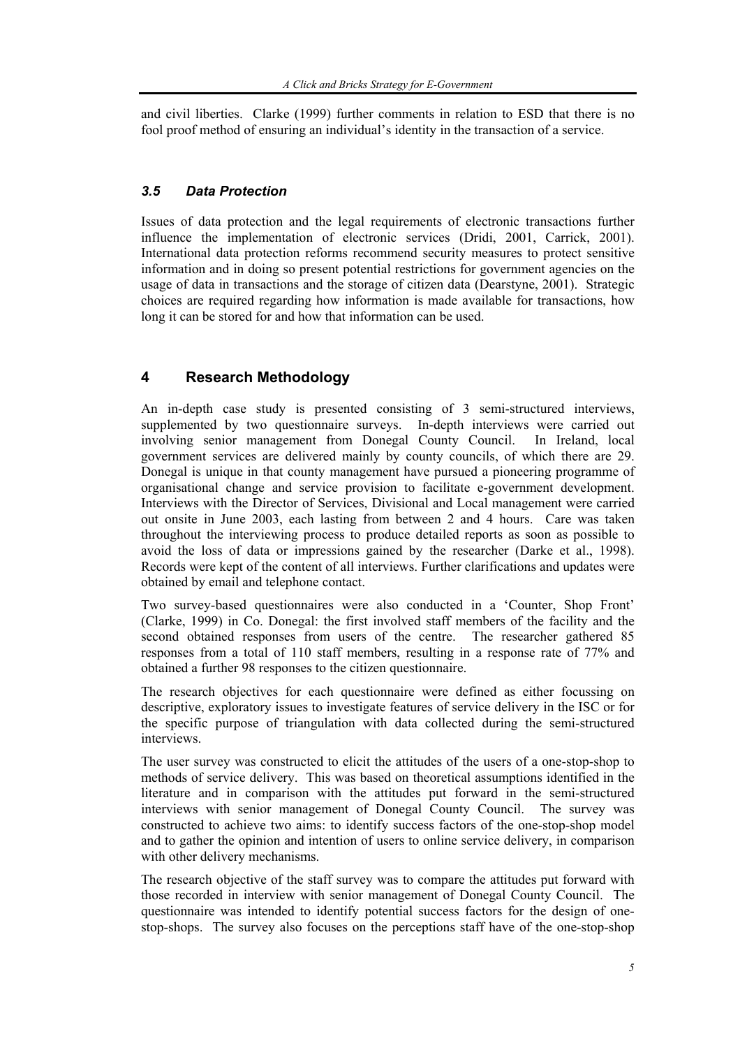and civil liberties. Clarke (1999) further comments in relation to ESD that there is no fool proof method of ensuring an individual's identity in the transaction of a service.

### *3.5 Data Protection*

Issues of data protection and the legal requirements of electronic transactions further influence the implementation of electronic services (Dridi, 2001, Carrick, 2001). International data protection reforms recommend security measures to protect sensitive information and in doing so present potential restrictions for government agencies on the usage of data in transactions and the storage of citizen data (Dearstyne, 2001). Strategic choices are required regarding how information is made available for transactions, how long it can be stored for and how that information can be used.

## 4 Research Methodology

An in-depth case study is presented consisting of 3 semi-structured interviews, supplemented by two questionnaire surveys. In-depth interviews were carried out involving senior management from Donegal County Council. In Ireland, local government services are delivered mainly by county councils, of which there are 29. Donegal is unique in that county management have pursued a pioneering programme of organisational change and service provision to facilitate e-government development. Interviews with the Director of Services, Divisional and Local management were carried out onsite in June 2003, each lasting from between 2 and 4 hours. Care was taken throughout the interviewing process to produce detailed reports as soon as possible to avoid the loss of data or impressions gained by the researcher (Darke et al., 1998). Records were kept of the content of all interviews. Further clarifications and updates were obtained by email and telephone contact.

Two survey-based questionnaires were also conducted in a 'Counter, Shop Front' (Clarke, 1999) in Co. Donegal: the first involved staff members of the facility and the second obtained responses from users of the centre. The researcher gathered 85 responses from a total of 110 staff members, resulting in a response rate of 77% and obtained a further 98 responses to the citizen questionnaire.

The research objectives for each questionnaire were defined as either focussing on descriptive, exploratory issues to investigate features of service delivery in the ISC or for the specific purpose of triangulation with data collected during the semi-structured interviews.

The user survey was constructed to elicit the attitudes of the users of a one-stop-shop to methods of service delivery. This was based on theoretical assumptions identified in the literature and in comparison with the attitudes put forward in the semi-structured interviews with senior management of Donegal County Council. The survey was constructed to achieve two aims: to identify success factors of the one-stop-shop model and to gather the opinion and intention of users to online service delivery, in comparison with other delivery mechanisms.

The research objective of the staff survey was to compare the attitudes put forward with those recorded in interview with senior management of Donegal County Council. The questionnaire was intended to identify potential success factors for the design of one-stop-shops. The survey also focuses on the perceptions staff have of the one-stop-shop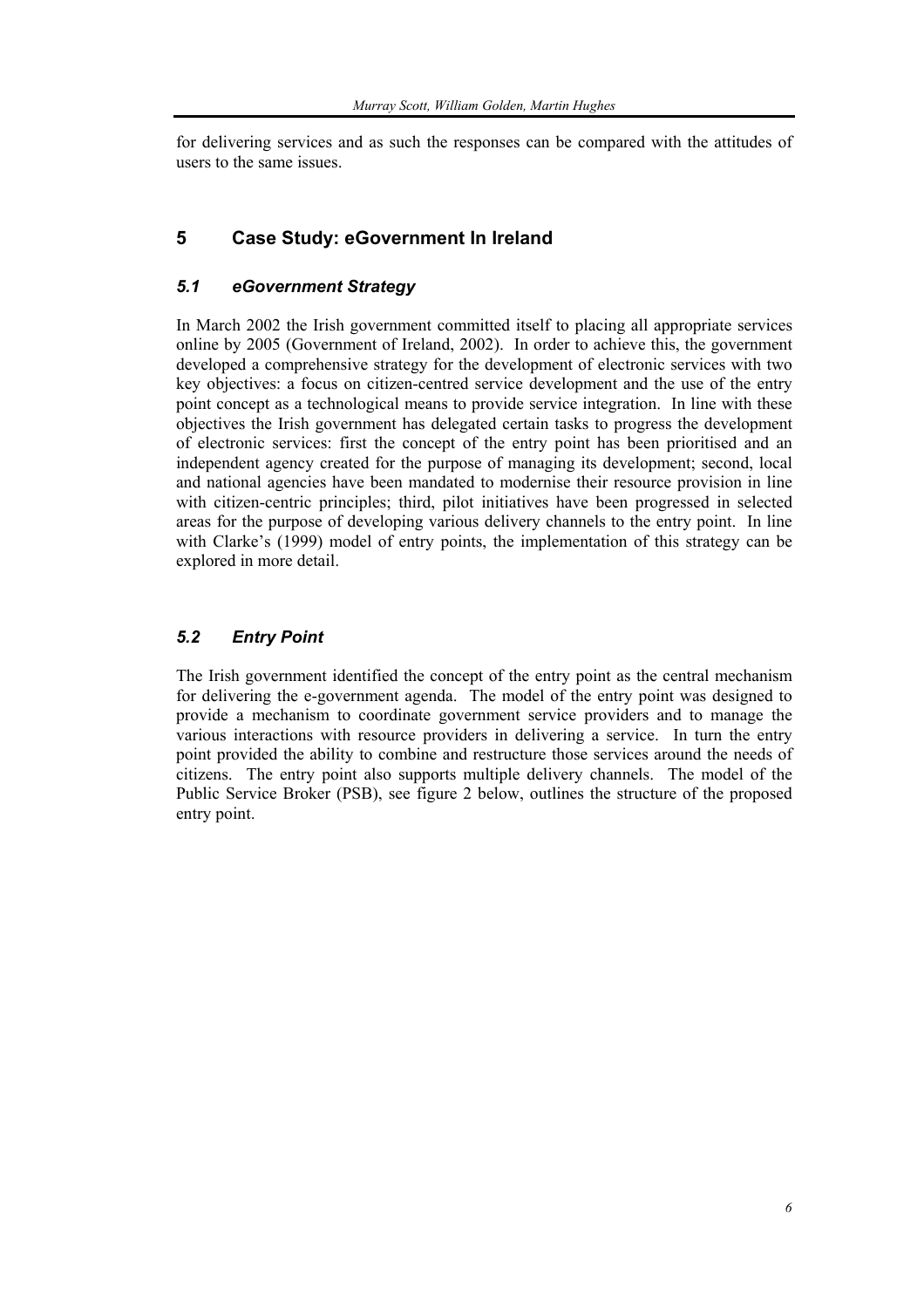for delivering services and as such the responses can be compared with the attitudes of users to the same issues.

## 5 Case Study: eGovernment In Ireland

### *5.1 eGovernment Strategy*

In March 2002 the Irish government committed itself to placing all appropriate services online by 2005 (Government of Ireland, 2002). In order to achieve this, the government developed a comprehensive strategy for the development of electronic services with two key objectives: a focus on citizen-centred service development and the use of the entry point concept as a technological means to provide service integration. In line with these objectives the Irish government has delegated certain tasks to progress the development of electronic services: first the concept of the entry point has been prioritised and an independent agency created for the purpose of managing its development; second, local and national agencies have been mandated to modernise their resource provision in line with citizen-centric principles; third, pilot initiatives have been progressed in selected areas for the purpose of developing various delivery channels to the entry point. In line with Clarke's (1999) model of entry points, the implementation of this strategy can be explored in more detail.

### *5.2 Entry Point*

The Irish government identified the concept of the entry point as the central mechanism for delivering the e-government agenda. The model of the entry point was designed to provide a mechanism to coordinate government service providers and to manage the various interactions with resource providers in delivering a service. In turn the entry point provided the ability to combine and restructure those services around the needs of citizens. The entry point also supports multiple delivery channels. The model of the Public Service Broker (PSB), see figure 2 below, outlines the structure of the proposed entry point.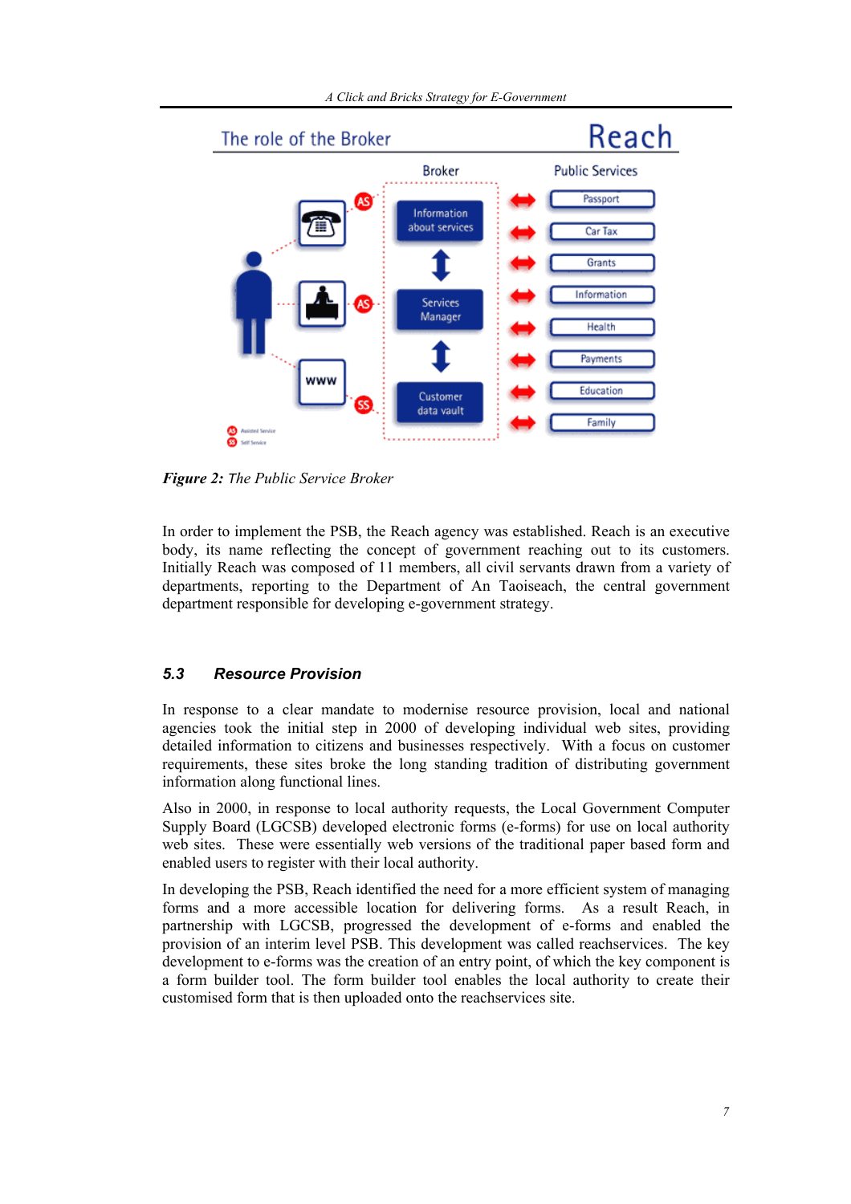The role of the Broker

Reach

Broker

Public Services

Information about services

Services Manager

Customer data vault

Passport

Car Tax

Grants

Information

Health

Payments

Education

Family

AS

AS

SS

www

AS Assisted Service

SS Self Service

***Figure 2:*** *The Public Service Broker*

In order to implement the PSB, the Reach agency was established. Reach is an executive body, its name reflecting the concept of government reaching out to its customers. Initially Reach was composed of 11 members, all civil servants drawn from a variety of departments, reporting to the Department of An Taoiseach, the central government department responsible for developing e-government strategy.

### 5.3 Resource Provision

In response to a clear mandate to modernise resource provision, local and national agencies took the initial step in 2000 of developing individual web sites, providing detailed information to citizens and businesses respectively. With a focus on customer requirements, these sites broke the long standing tradition of distributing government information along functional lines.

Also in 2000, in response to local authority requests, the Local Government Computer Supply Board (LGCSB) developed electronic forms (e-forms) for use on local authority web sites. These were essentially web versions of the traditional paper based form and enabled users to register with their local authority.

In developing the PSB, Reach identified the need for a more efficient system of managing forms and a more accessible location for delivering forms. As a result Reach, in partnership with LGCSB, progressed the development of e-forms and enabled the provision of an interim level PSB. This development was called reachservices. The key development to e-forms was the creation of an entry point, of which the key component is a form builder tool. The form builder tool enables the local authority to create their customised form that is then uploaded onto the reachservices site.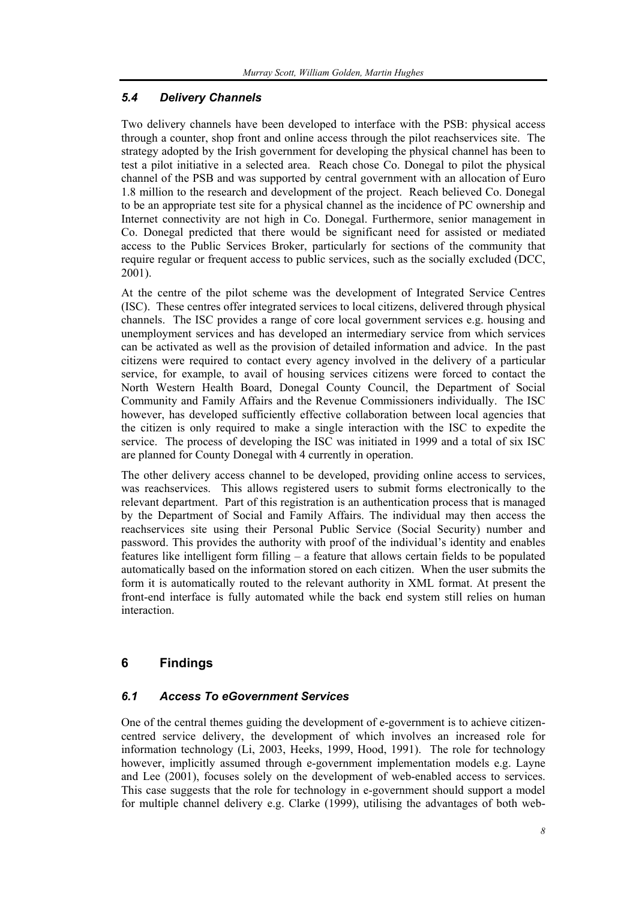### *5.4 Delivery Channels*

Two delivery channels have been developed to interface with the PSB: physical access through a counter, shop front and online access through the pilot reachservices site. The strategy adopted by the Irish government for developing the physical channel has been to test a pilot initiative in a selected area. Reach chose Co. Donegal to pilot the physical channel of the PSB and was supported by central government with an allocation of Euro 1.8 million to the research and development of the project. Reach believed Co. Donegal to be an appropriate test site for a physical channel as the incidence of PC ownership and Internet connectivity are not high in Co. Donegal. Furthermore, senior management in Co. Donegal predicted that there would be significant need for assisted or mediated access to the Public Services Broker, particularly for sections of the community that require regular or frequent access to public services, such as the socially excluded (DCC, 2001).

At the centre of the pilot scheme was the development of Integrated Service Centres (ISC). These centres offer integrated services to local citizens, delivered through physical channels. The ISC provides a range of core local government services e.g. housing and unemployment services and has developed an intermediary service from which services can be activated as well as the provision of detailed information and advice. In the past citizens were required to contact every agency involved in the delivery of a particular service, for example, to avail of housing services citizens were forced to contact the North Western Health Board, Donegal County Council, the Department of Social Community and Family Affairs and the Revenue Commissioners individually. The ISC however, has developed sufficiently effective collaboration between local agencies that the citizen is only required to make a single interaction with the ISC to expedite the service. The process of developing the ISC was initiated in 1999 and a total of six ISC are planned for County Donegal with 4 currently in operation.

The other delivery access channel to be developed, providing online access to services, was reachservices. This allows registered users to submit forms electronically to the relevant department. Part of this registration is an authentication process that is managed by the Department of Social and Family Affairs. The individual may then access the reachservices site using their Personal Public Service (Social Security) number and password. This provides the authority with proof of the individual's identity and enables features like intelligent form filling – a feature that allows certain fields to be populated automatically based on the information stored on each citizen. When the user submits the form it is automatically routed to the relevant authority in XML format. At present the front-end interface is fully automated while the back end system still relies on human interaction.

## 6 Findings

### *6.1 Access To eGovernment Services*

One of the central themes guiding the development of e-government is to achieve citizen-centred service delivery, the development of which involves an increased role for information technology (Li, 2003, Heeks, 1999, Hood, 1991). The role for technology however, implicitly assumed through e-government implementation models e.g. Layne and Lee (2001), focuses solely on the development of web-enabled access to services. This case suggests that the role for technology in e-government should support a model for multiple channel delivery e.g. Clarke (1999), utilising the advantages of both web-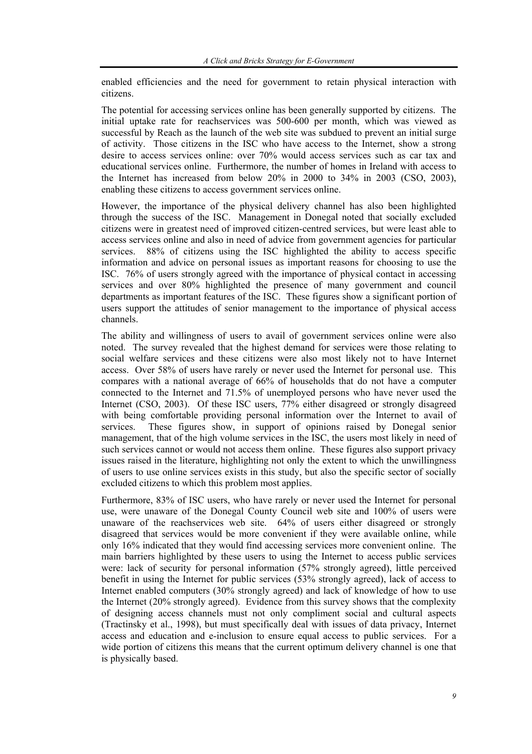enabled efficiencies and the need for government to retain physical interaction with citizens.

The potential for accessing services online has been generally supported by citizens. The initial uptake rate for reachservices was 500-600 per month, which was viewed as successful by Reach as the launch of the web site was subdued to prevent an initial surge of activity. Those citizens in the ISC who have access to the Internet, show a strong desire to access services online: over 70% would access services such as car tax and educational services online. Furthermore, the number of homes in Ireland with access to the Internet has increased from below 20% in 2000 to 34% in 2003 (CSO, 2003), enabling these citizens to access government services online.

However, the importance of the physical delivery channel has also been highlighted through the success of the ISC. Management in Donegal noted that socially excluded citizens were in greatest need of improved citizen-centred services, but were least able to access services online and also in need of advice from government agencies for particular services. 88% of citizens using the ISC highlighted the ability to access specific information and advice on personal issues as important reasons for choosing to use the ISC. 76% of users strongly agreed with the importance of physical contact in accessing services and over 80% highlighted the presence of many government and council departments as important features of the ISC. These figures show a significant portion of users support the attitudes of senior management to the importance of physical access channels.

The ability and willingness of users to avail of government services online were also noted. The survey revealed that the highest demand for services were those relating to social welfare services and these citizens were also most likely not to have Internet access. Over 58% of users have rarely or never used the Internet for personal use. This compares with a national average of 66% of households that do not have a computer connected to the Internet and 71.5% of unemployed persons who have never used the Internet (CSO, 2003). Of these ISC users, 77% either disagreed or strongly disagreed with being comfortable providing personal information over the Internet to avail of services. These figures show, in support of opinions raised by Donegal senior management, that of the high volume services in the ISC, the users most likely in need of such services cannot or would not access them online. These figures also support privacy issues raised in the literature, highlighting not only the extent to which the unwillingness of users to use online services exists in this study, but also the specific sector of socially excluded citizens to which this problem most applies.

Furthermore, 83% of ISC users, who have rarely or never used the Internet for personal use, were unaware of the Donegal County Council web site and 100% of users were unaware of the reachservices web site. 64% of users either disagreed or strongly disagreed that services would be more convenient if they were available online, while only 16% indicated that they would find accessing services more convenient online. The main barriers highlighted by these users to using the Internet to access public services were: lack of security for personal information (57% strongly agreed), little perceived benefit in using the Internet for public services (53% strongly agreed), lack of access to Internet enabled computers (30% strongly agreed) and lack of knowledge of how to use the Internet (20% strongly agreed). Evidence from this survey shows that the complexity of designing access channels must not only compliment social and cultural aspects (Tractinsky et al., 1998), but must specifically deal with issues of data privacy, Internet access and education and e-inclusion to ensure equal access to public services. For a wide portion of citizens this means that the current optimum delivery channel is one that is physically based.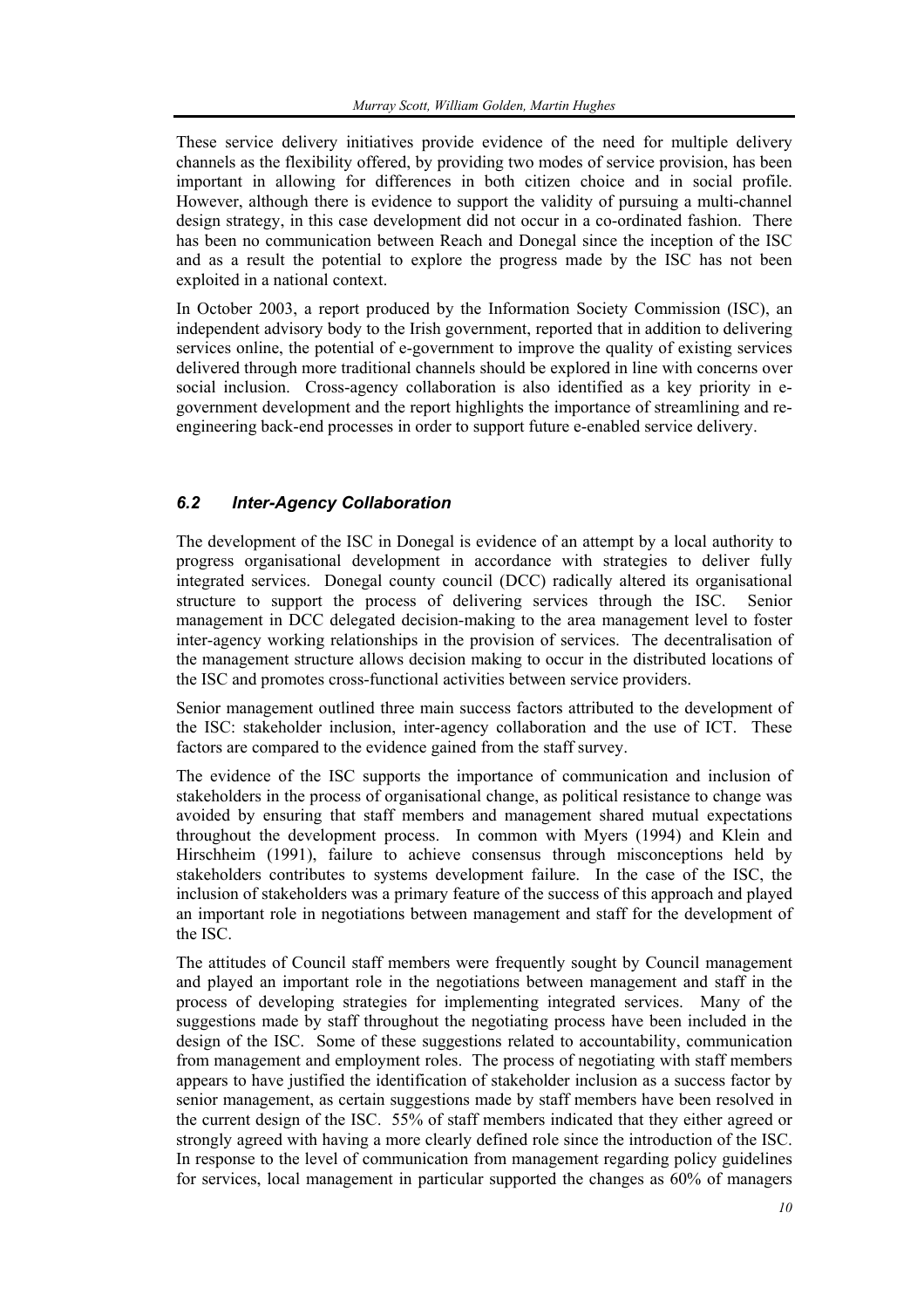These service delivery initiatives provide evidence of the need for multiple delivery channels as the flexibility offered, by providing two modes of service provision, has been important in allowing for differences in both citizen choice and in social profile. However, although there is evidence to support the validity of pursuing a multi-channel design strategy, in this case development did not occur in a co-ordinated fashion. There has been no communication between Reach and Donegal since the inception of the ISC and as a result the potential to explore the progress made by the ISC has not been exploited in a national context.

In October 2003, a report produced by the Information Society Commission (ISC), an independent advisory body to the Irish government, reported that in addition to delivering services online, the potential of e-government to improve the quality of existing services delivered through more traditional channels should be explored in line with concerns over social inclusion. Cross-agency collaboration is also identified as a key priority in e-government development and the report highlights the importance of streamlining and re-engineering back-end processes in order to support future e-enabled service delivery.

### *6.2 Inter-Agency Collaboration*

The development of the ISC in Donegal is evidence of an attempt by a local authority to progress organisational development in accordance with strategies to deliver fully integrated services. Donegal county council (DCC) radically altered its organisational structure to support the process of delivering services through the ISC. Senior management in DCC delegated decision-making to the area management level to foster inter-agency working relationships in the provision of services. The decentralisation of the management structure allows decision making to occur in the distributed locations of the ISC and promotes cross-functional activities between service providers.

Senior management outlined three main success factors attributed to the development of the ISC: stakeholder inclusion, inter-agency collaboration and the use of ICT. These factors are compared to the evidence gained from the staff survey.

The evidence of the ISC supports the importance of communication and inclusion of stakeholders in the process of organisational change, as political resistance to change was avoided by ensuring that staff members and management shared mutual expectations throughout the development process. In common with Myers (1994) and Klein and Hirschheim (1991), failure to achieve consensus through misconceptions held by stakeholders contributes to systems development failure. In the case of the ISC, the inclusion of stakeholders was a primary feature of the success of this approach and played an important role in negotiations between management and staff for the development of the ISC.

The attitudes of Council staff members were frequently sought by Council management and played an important role in the negotiations between management and staff in the process of developing strategies for implementing integrated services. Many of the suggestions made by staff throughout the negotiating process have been included in the design of the ISC. Some of these suggestions related to accountability, communication from management and employment roles. The process of negotiating with staff members appears to have justified the identification of stakeholder inclusion as a success factor by senior management, as certain suggestions made by staff members have been resolved in the current design of the ISC. 55% of staff members indicated that they either agreed or strongly agreed with having a more clearly defined role since the introduction of the ISC. In response to the level of communication from management regarding policy guidelines for services, local management in particular supported the changes as 60% of managers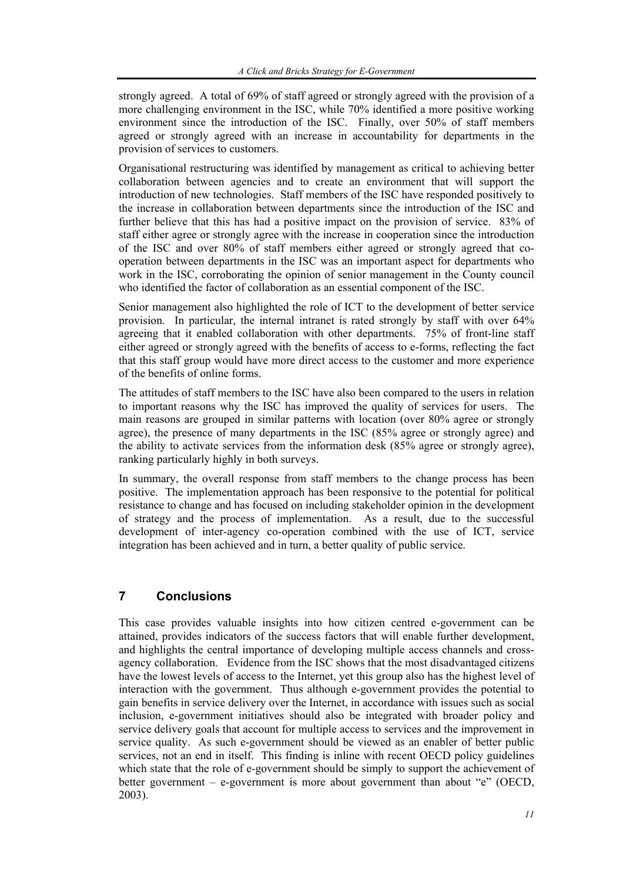strongly agreed. A total of 69% of staff agreed or strongly agreed with the provision of a more challenging environment in the ISC, while 70% identified a more positive working environment since the introduction of the ISC. Finally, over 50% of staff members agreed or strongly agreed with an increase in accountability for departments in the provision of services to customers.

Organisational restructuring was identified by management as critical to achieving better collaboration between agencies and to create an environment that will support the introduction of new technologies. Staff members of the ISC have responded positively to the increase in collaboration between departments since the introduction of the ISC and further believe that this has had a positive impact on the provision of service. 83% of staff either agree or strongly agree with the increase in cooperation since the introduction of the ISC and over 80% of staff members either agreed or strongly agreed that co-operation between departments in the ISC was an important aspect for departments who work in the ISC, corroborating the opinion of senior management in the County council who identified the factor of collaboration as an essential component of the ISC.

Senior management also highlighted the role of ICT to the development of better service provision. In particular, the internal intranet is rated strongly by staff with over 64% agreeing that it enabled collaboration with other departments. 75% of front-line staff either agreed or strongly agreed with the benefits of access to e-forms, reflecting the fact that this staff group would have more direct access to the customer and more experience of the benefits of online forms.

The attitudes of staff members to the ISC have also been compared to the users in relation to important reasons why the ISC has improved the quality of services for users. The main reasons are grouped in similar patterns with location (over 80% agree or strongly agree), the presence of many departments in the ISC (85% agree or strongly agree) and the ability to activate services from the information desk (85% agree or strongly agree), ranking particularly highly in both surveys.

In summary, the overall response from staff members to the change process has been positive. The implementation approach has been responsive to the potential for political resistance to change and has focused on including stakeholder opinion in the development of strategy and the process of implementation. As a result, due to the successful development of inter-agency co-operation combined with the use of ICT, service integration has been achieved and in turn, a better quality of public service.

## 7 Conclusions

This case provides valuable insights into how citizen centred e-government can be attained, provides indicators of the success factors that will enable further development, and highlights the central importance of developing multiple access channels and cross-agency collaboration. Evidence from the ISC shows that the most disadvantaged citizens have the lowest levels of access to the Internet, yet this group also has the highest level of interaction with the government. Thus although e-government provides the potential to gain benefits in service delivery over the Internet, in accordance with issues such as social inclusion, e-government initiatives should also be integrated with broader policy and service delivery goals that account for multiple access to services and the improvement in service quality. As such e-government should be viewed as an enabler of better public services, not an end in itself. This finding is inline with recent OECD policy guidelines which state that the role of e-government should be simply to support the achievement of better government – e-government is more about government than about "e" (OECD, 2003).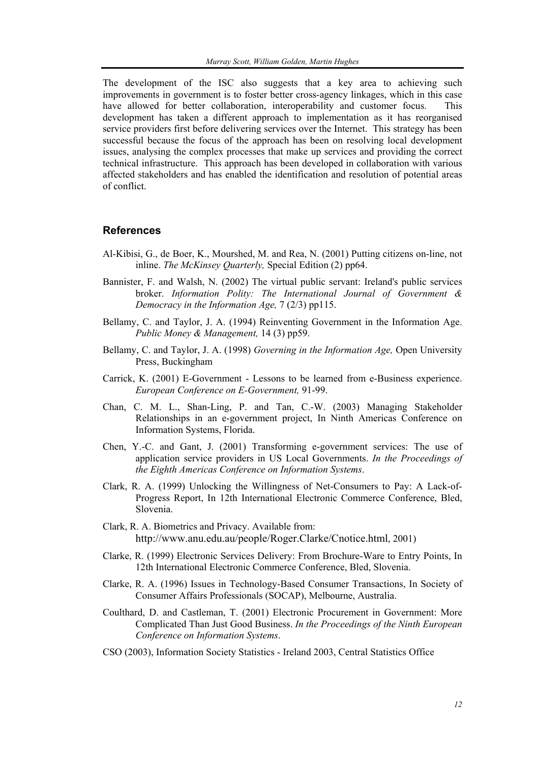The development of the ISC also suggests that a key area to achieving such improvements in government is to foster better cross-agency linkages, which in this case have allowed for better collaboration, interoperability and customer focus. This development has taken a different approach to implementation as it has reorganised service providers first before delivering services over the Internet. This strategy has been successful because the focus of the approach has been on resolving local development issues, analysing the complex processes that make up services and providing the correct technical infrastructure. This approach has been developed in collaboration with various affected stakeholders and has enabled the identification and resolution of potential areas of conflict.

## References

Al-Kibisi, G., de Boer, K., Mourshed, M. and Rea, N. (2001) Putting citizens on-line, not inline. *The McKinsey Quarterly,* Special Edition (2) pp64.

Bannister, F. and Walsh, N. (2002) The virtual public servant: Ireland's public services broker. *Information Polity: The International Journal of Government & Democracy in the Information Age,* 7 (2/3) pp115.

Bellamy, C. and Taylor, J. A. (1994) Reinventing Government in the Information Age. *Public Money & Management,* 14 (3) pp59.

Bellamy, C. and Taylor, J. A. (1998) *Governing in the Information Age,* Open University Press, Buckingham

Carrick, K. (2001) E-Government - Lessons to be learned from e-Business experience. *European Conference on E-Government,* 91-99.

Chan, C. M. L., Shan-Ling, P. and Tan, C.-W. (2003) Managing Stakeholder Relationships in an e-government project, In Ninth Americas Conference on Information Systems, Florida.

Chen, Y.-C. and Gant, J. (2001) Transforming e-government services: The use of application service providers in US Local Governments. *In the Proceedings of the Eighth Americas Conference on Information Systems*.

Clark, R. A. (1999) Unlocking the Willingness of Net-Consumers to Pay: A Lack-of-Progress Report, In 12th International Electronic Commerce Conference, Bled, Slovenia.

Clark, R. A. Biometrics and Privacy. Available from: http://www.anu.edu.au/people/Roger.Clarke/Cnotice.html, 2001)

Clarke, R. (1999) Electronic Services Delivery: From Brochure-Ware to Entry Points, In 12th International Electronic Commerce Conference, Bled, Slovenia.

Clarke, R. A. (1996) Issues in Technology-Based Consumer Transactions, In Society of Consumer Affairs Professionals (SOCAP), Melbourne, Australia.

Coulthard, D. and Castleman, T. (2001) Electronic Procurement in Government: More Complicated Than Just Good Business. *In the Proceedings of the Ninth European Conference on Information Systems*.

CSO (2003), Information Society Statistics - Ireland 2003, Central Statistics Office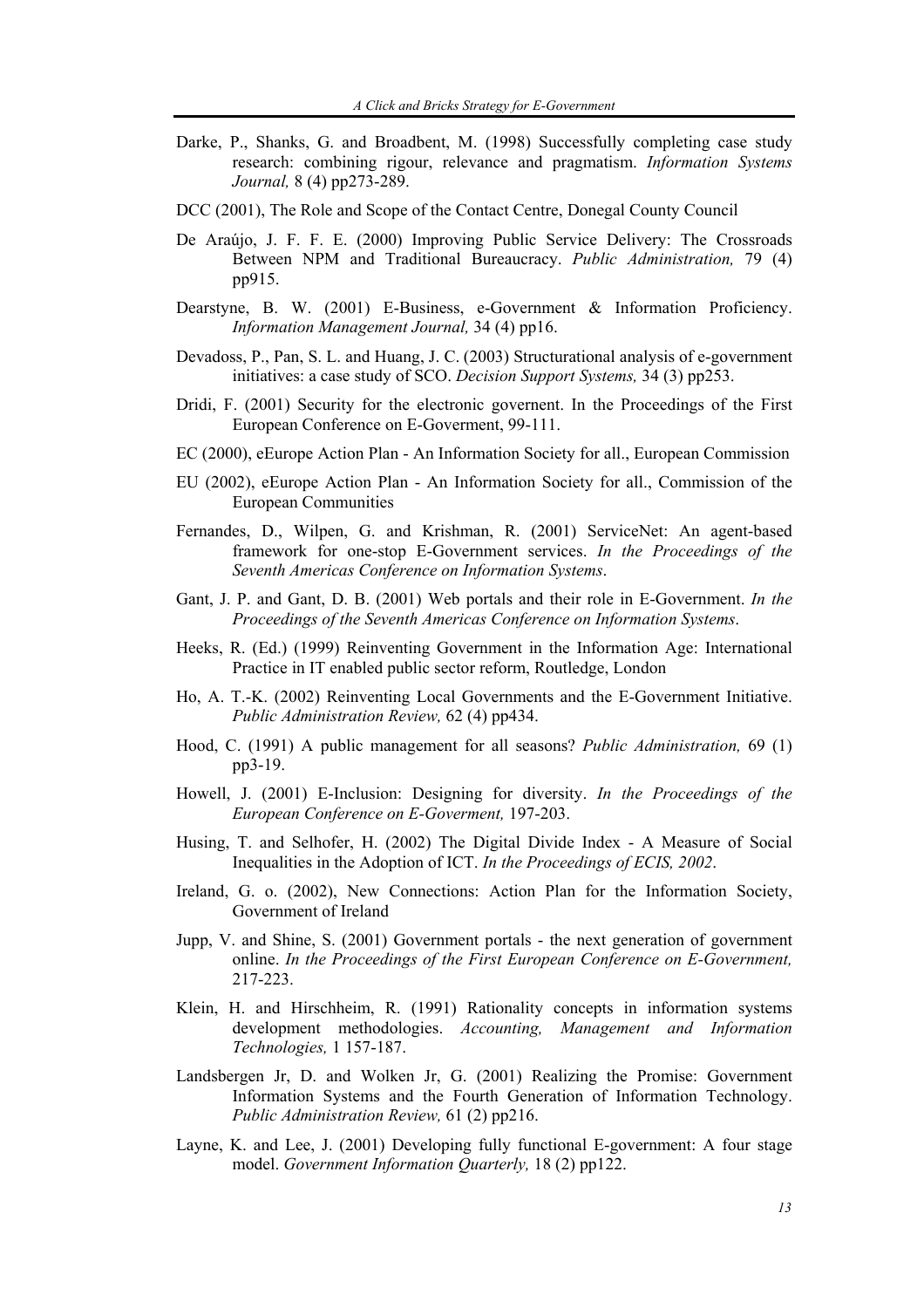Darke, P., Shanks, G. and Broadbent, M. (1998) Successfully completing case study research: combining rigour, relevance and pragmatism. *Information Systems Journal,* 8 (4) pp273-289.

DCC (2001), The Role and Scope of the Contact Centre, Donegal County Council

De Araújo, J. F. F. E. (2000) Improving Public Service Delivery: The Crossroads Between NPM and Traditional Bureaucracy. *Public Administration,* 79 (4) pp915.

Dearstyne, B. W. (2001) E-Business, e-Government & Information Proficiency. *Information Management Journal,* 34 (4) pp16.

Devadoss, P., Pan, S. L. and Huang, J. C. (2003) Structurational analysis of e-government initiatives: a case study of SCO. *Decision Support Systems,* 34 (3) pp253.

Dridi, F. (2001) Security for the electronic governent. In the Proceedings of the First European Conference on E-Goverment, 99-111.

EC (2000), eEurope Action Plan - An Information Society for all., European Commission

EU (2002), eEurope Action Plan - An Information Society for all., Commission of the European Communities

Fernandes, D., Wilpen, G. and Krishman, R. (2001) ServiceNet: An agent-based framework for one-stop E-Government services. *In the Proceedings of the Seventh Americas Conference on Information Systems*.

Gant, J. P. and Gant, D. B. (2001) Web portals and their role in E-Government. *In the Proceedings of the Seventh Americas Conference on Information Systems*.

Heeks, R. (Ed.) (1999) Reinventing Government in the Information Age: International Practice in IT enabled public sector reform, Routledge, London

Ho, A. T.-K. (2002) Reinventing Local Governments and the E-Government Initiative. *Public Administration Review,* 62 (4) pp434.

Hood, C. (1991) A public management for all seasons? *Public Administration,* 69 (1) pp3-19.

Howell, J. (2001) E-Inclusion: Designing for diversity. *In the Proceedings of the European Conference on E-Goverment,* 197-203.

Husing, T. and Selhofer, H. (2002) The Digital Divide Index - A Measure of Social Inequalities in the Adoption of ICT. *In the Proceedings of ECIS, 2002*.

Ireland, G. o. (2002), New Connections: Action Plan for the Information Society, Government of Ireland

Jupp, V. and Shine, S. (2001) Government portals - the next generation of government online. *In the Proceedings of the First European Conference on E-Government,* 217-223.

Klein, H. and Hirschheim, R. (1991) Rationality concepts in information systems development methodologies. *Accounting, Management and Information Technologies,* 1 157-187.

Landsbergen Jr, D. and Wolken Jr, G. (2001) Realizing the Promise: Government Information Systems and the Fourth Generation of Information Technology. *Public Administration Review,* 61 (2) pp216.

Layne, K. and Lee, J. (2001) Developing fully functional E-government: A four stage model. *Government Information Quarterly,* 18 (2) pp122.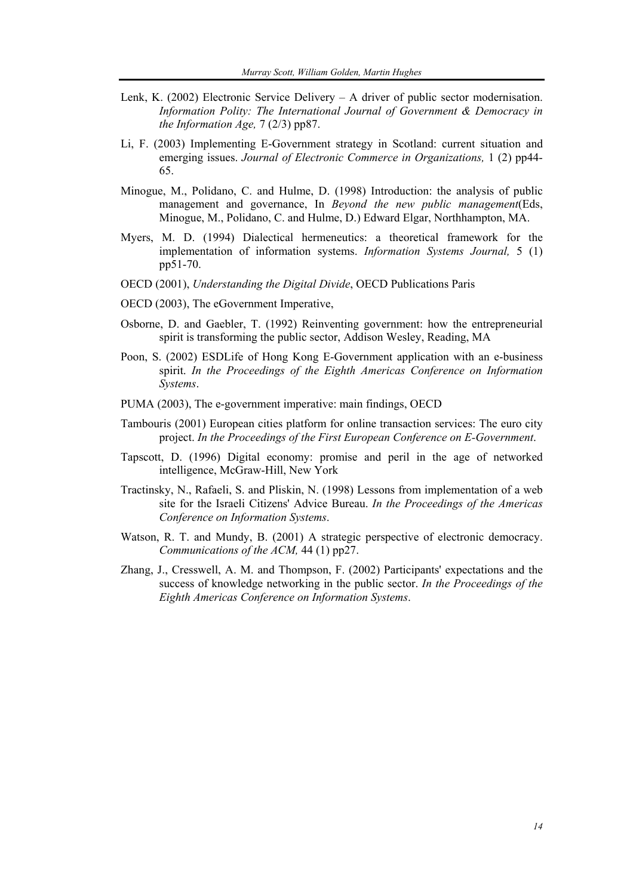Lenk, K. (2002) Electronic Service Delivery – A driver of public sector modernisation. *Information Polity: The International Journal of Government & Democracy in the Information Age,* 7 (2/3) pp87.

Li, F. (2003) Implementing E-Government strategy in Scotland: current situation and emerging issues. *Journal of Electronic Commerce in Organizations,* 1 (2) pp44-65.

Minogue, M., Polidano, C. and Hulme, D. (1998) Introduction: the analysis of public management and governance, In *Beyond the new public management*(Eds, Minogue, M., Polidano, C. and Hulme, D.) Edward Elgar, Northhampton, MA.

Myers, M. D. (1994) Dialectical hermeneutics: a theoretical framework for the implementation of information systems. *Information Systems Journal,* 5 (1) pp51-70.

OECD (2001), *Understanding the Digital Divide*, OECD Publications Paris

OECD (2003), The eGovernment Imperative,

Osborne, D. and Gaebler, T. (1992) Reinventing government: how the entrepreneurial spirit is transforming the public sector, Addison Wesley, Reading, MA

Poon, S. (2002) ESDLife of Hong Kong E-Government application with an e-business spirit. *In the Proceedings of the Eighth Americas Conference on Information Systems*.

PUMA (2003), The e-government imperative: main findings, OECD

Tambouris (2001) European cities platform for online transaction services: The euro city project. *In the Proceedings of the First European Conference on E-Government*.

Tapscott, D. (1996) Digital economy: promise and peril in the age of networked intelligence, McGraw-Hill, New York

Tractinsky, N., Rafaeli, S. and Pliskin, N. (1998) Lessons from implementation of a web site for the Israeli Citizens' Advice Bureau. *In the Proceedings of the Americas Conference on Information Systems*.

Watson, R. T. and Mundy, B. (2001) A strategic perspective of electronic democracy. *Communications of the ACM,* 44 (1) pp27.

Zhang, J., Cresswell, A. M. and Thompson, F. (2002) Participants' expectations and the success of knowledge networking in the public sector. *In the Proceedings of the Eighth Americas Conference on Information Systems*.